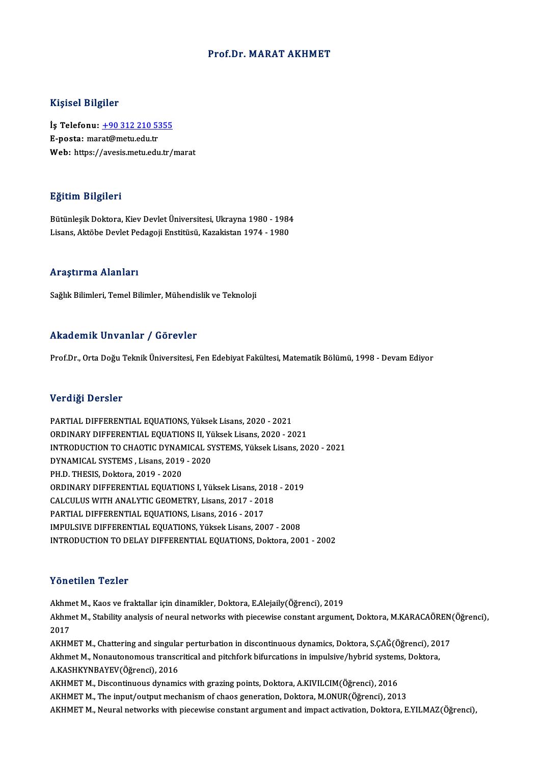# Prof.Dr. MARAT AKHMET

## Kişisel Bilgiler

**İş Telefonu:** +90 312 210 5355
**E-posta:** marat@metu.edu.tr
**Web:** https://avesis.metu.edu.tr/marat

## Eğitim Bilgileri

Bütünleşik Doktora, Kiev Devlet Üniversitesi, Ukrayna 1980 - 1984
Lisans, Aktöbe Devlet Pedagoji Enstitüsü, Kazakistan 1974 - 1980

## Araştırma Alanları

Sağlık Bilimleri, Temel Bilimler, Mühendislik ve Teknoloji

## Akademik Unvanlar / Görevler

Prof.Dr., Orta Doğu Teknik Üniversitesi, Fen Edebiyat Fakültesi, Matematik Bölümü, 1998 - Devam Ediyor

## Verdiği Dersler

PARTIAL DIFFERENTIAL EQUATIONS, Yüksek Lisans, 2020 - 2021
ORDINARY DIFFERENTIAL EQUATIONS II, Yüksek Lisans, 2020 - 2021
INTRODUCTION TO CHAOTIC DYNAMICAL SYSTEMS, Yüksek Lisans, 2020 - 2021
DYNAMICAL SYSTEMS , Lisans, 2019 - 2020
PH.D. THESIS, Doktora, 2019 - 2020
ORDINARY DIFFERENTIAL EQUATIONS I, Yüksek Lisans, 2018 - 2019
CALCULUS WITH ANALYTIC GEOMETRY, Lisans, 2017 - 2018
PARTIAL DIFFERENTIAL EQUATIONS, Lisans, 2016 - 2017
IMPULSIVE DIFFERENTIAL EQUATIONS, Yüksek Lisans, 2007 - 2008
INTRODUCTION TO DELAY DIFFERENTIAL EQUATIONS, Doktora, 2001 - 2002

## Yönetilen Tezler

Akhmet M., Kaos ve fraktallar için dinamikler, Doktora, E.Alejaily(Öğrenci), 2019
Akhmet M., Stability analysis of neural networks with piecewise constant argument, Doktora, M.KARACAÖREN(Öğrenci), 2017
AKHMET M., Chattering and singular perturbation in discontinuous dynamics, Doktora, S.ÇAĞ(Öğrenci), 2017
Akhmet M., Nonautonomous transcritical and pitchfork bifurcations in impulsive/hybrid systems, Doktora, A.KASHKYNBAYEV(Öğrenci), 2016
AKHMET M., Discontinuous dynamics with grazing points, Doktora, A.KIVILCIM(Öğrenci), 2016
AKHMET M., The input/output mechanism of chaos generation, Doktora, M.ONUR(Öğrenci), 2013
AKHMET M., Neural networks with piecewise constant argument and impact activation, Doktora, E.YILMAZ(Öğrenci),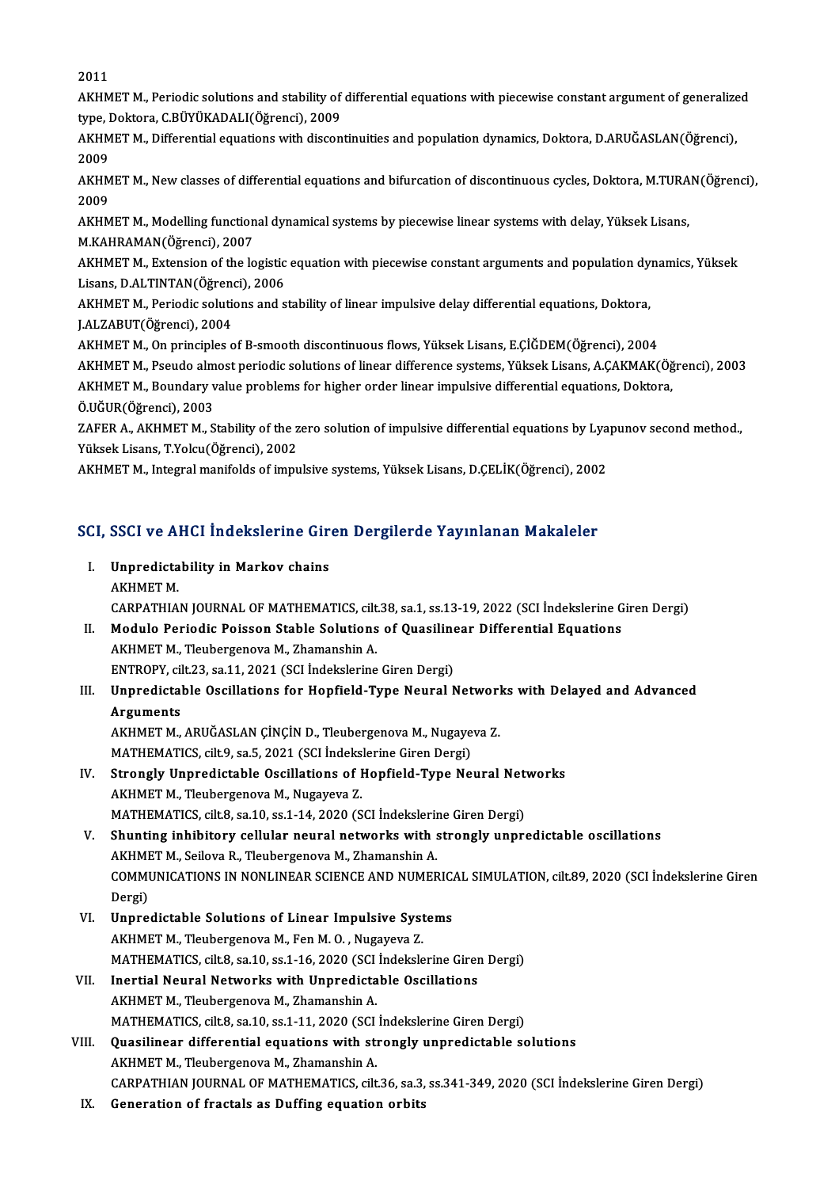2011

AKHMET M., Periodic solutions and stability of differential equations with piecewise constant argument of generalized type, Doktora, C.BÜYÜKADALI(Öğrenci), 2009

AKHMET M., Differential equations with discontinuities and population dynamics, Doktora, D.ARUĞASLAN(Öğrenci), 2009

AKHMET M., New classes of differential equations and bifurcation of discontinuous cycles, Doktora, M.TURAN(Öğrenci), 2009

AKHMET M., Modelling functional dynamical systems by piecewise linear systems with delay, Yüksek Lisans, M.KAHRAMAN(Öğrenci), 2007

AKHMET M., Extension of the logistic equation with piecewise constant arguments and population dynamics, Yüksek Lisans, D.ALTINTAN(Öğrenci), 2006

AKHMET M., Periodic solutions and stability of linear impulsive delay differential equations, Doktora, J.ALZABUT(Öğrenci), 2004

AKHMET M., On principles of B-smooth discontinuous flows, Yüksek Lisans, E.ÇİĞDEM(Öğrenci), 2004

AKHMET M., Pseudo almost periodic solutions of linear difference systems, Yüksek Lisans, A.ÇAKMAK(Öğrenci), 2003

AKHMET M., Boundary value problems for higher order linear impulsive differential equations, Doktora, Ö.UĞUR(Öğrenci), 2003

ZAFER A., AKHMET M., Stability of the zero solution of impulsive differential equations by Lyapunov second method., Yüksek Lisans, T.Yolcu(Öğrenci), 2002

AKHMET M., Integral manifolds of impulsive systems, Yüksek Lisans, D.ÇELİK(Öğrenci), 2002

## SCI, SSCI ve AHCI İndekslerine Giren Dergilerde Yayınlanan Makaleler

I. **Unpredictability in Markov chains**
AKHMET M.
CARPATHIAN JOURNAL OF MATHEMATICS, cilt.38, sa.1, ss.13-19, 2022 (SCI İndekslerine Giren Dergi)

II. **Modulo Periodic Poisson Stable Solutions of Quasilinear Differential Equations**
AKHMET M., Tleubergenova M., Zhamanshin A.
ENTROPY, cilt.23, sa.11, 2021 (SCI İndekslerine Giren Dergi)

III. **Unpredictable Oscillations for Hopfield-Type Neural Networks with Delayed and Advanced Arguments**
AKHMET M., ARUĞASLAN ÇİNÇİN D., Tleubergenova M., Nugayeva Z.
MATHEMATICS, cilt.9, sa.5, 2021 (SCI İndekslerine Giren Dergi)

IV. **Strongly Unpredictable Oscillations of Hopfield-Type Neural Networks**
AKHMET M., Tleubergenova M., Nugayeva Z.
MATHEMATICS, cilt.8, sa.10, ss.1-14, 2020 (SCI İndekslerine Giren Dergi)

V. **Shunting inhibitory cellular neural networks with strongly unpredictable oscillations**
AKHMET M., Seilova R., Tleubergenova M., Zhamanshin A.
COMMUNICATIONS IN NONLINEAR SCIENCE AND NUMERICAL SIMULATION, cilt.89, 2020 (SCI İndekslerine Giren Dergi)

VI. **Unpredictable Solutions of Linear Impulsive Systems**
AKHMET M., Tleubergenova M., Fen M. O. , Nugayeva Z.
MATHEMATICS, cilt.8, sa.10, ss.1-16, 2020 (SCI İndekslerine Giren Dergi)

VII. **Inertial Neural Networks with Unpredictable Oscillations**
AKHMET M., Tleubergenova M., Zhamanshin A.
MATHEMATICS, cilt.8, sa.10, ss.1-11, 2020 (SCI İndekslerine Giren Dergi)

VIII. **Quasilinear differential equations with strongly unpredictable solutions**
AKHMET M., Tleubergenova M., Zhamanshin A.
CARPATHIAN JOURNAL OF MATHEMATICS, cilt.36, sa.3, ss.341-349, 2020 (SCI İndekslerine Giren Dergi)

IX. **Generation of fractals as Duffing equation orbits**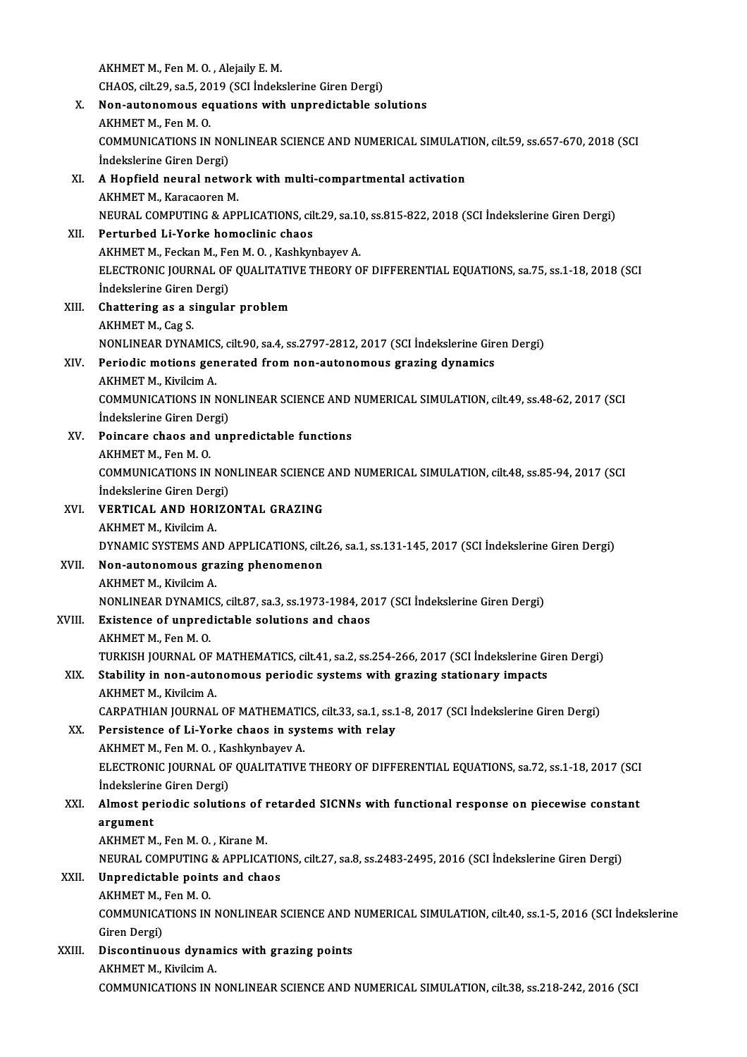AKHMET M., Fen M. O. , Alejaily E. M.
CHAOS, cilt.29, sa.5, 2019 (SCI İndekslerine Giren Dergi)

X. **Non-autonomous equations with unpredictable solutions**
AKHMET M., Fen M. O.
COMMUNICATIONS IN NONLINEAR SCIENCE AND NUMERICAL SIMULATION, cilt.59, ss.657-670, 2018 (SCI İndekslerine Giren Dergi)

XI. **A Hopfield neural network with multi-compartmental activation**
AKHMET M., Karacaoren M.
NEURAL COMPUTING & APPLICATIONS, cilt.29, sa.10, ss.815-822, 2018 (SCI İndekslerine Giren Dergi)

XII. **Perturbed Li-Yorke homoclinic chaos**
AKHMET M., Feckan M., Fen M. O. , Kashkynbayev A.
ELECTRONIC JOURNAL OF QUALITATIVE THEORY OF DIFFERENTIAL EQUATIONS, sa.75, ss.1-18, 2018 (SCI İndekslerine Giren Dergi)

XIII. **Chattering as a singular problem**
AKHMET M., Cag S.
NONLINEAR DYNAMICS, cilt.90, sa.4, ss.2797-2812, 2017 (SCI İndekslerine Giren Dergi)

XIV. **Periodic motions generated from non-autonomous grazing dynamics**
AKHMET M., Kivilcim A.
COMMUNICATIONS IN NONLINEAR SCIENCE AND NUMERICAL SIMULATION, cilt.49, ss.48-62, 2017 (SCI İndekslerine Giren Dergi)

XV. **Poincare chaos and unpredictable functions**
AKHMET M., Fen M. O.
COMMUNICATIONS IN NONLINEAR SCIENCE AND NUMERICAL SIMULATION, cilt.48, ss.85-94, 2017 (SCI İndekslerine Giren Dergi)

XVI. **VERTICAL AND HORIZONTAL GRAZING**
AKHMET M., Kivilcim A.
DYNAMIC SYSTEMS AND APPLICATIONS, cilt.26, sa.1, ss.131-145, 2017 (SCI İndekslerine Giren Dergi)

XVII. **Non-autonomous grazing phenomenon**
AKHMET M., Kivilcim A.
NONLINEAR DYNAMICS, cilt.87, sa.3, ss.1973-1984, 2017 (SCI İndekslerine Giren Dergi)

XVIII. **Existence of unpredictable solutions and chaos**
AKHMET M., Fen M. O.
TURKISH JOURNAL OF MATHEMATICS, cilt.41, sa.2, ss.254-266, 2017 (SCI İndekslerine Giren Dergi)

XIX. **Stability in non-autonomous periodic systems with grazing stationary impacts**
AKHMET M., Kivilcim A.
CARPATHIAN JOURNAL OF MATHEMATICS, cilt.33, sa.1, ss.1-8, 2017 (SCI İndekslerine Giren Dergi)

XX. **Persistence of Li-Yorke chaos in systems with relay**
AKHMET M., Fen M. O. , Kashkynbayev A.
ELECTRONIC JOURNAL OF QUALITATIVE THEORY OF DIFFERENTIAL EQUATIONS, sa.72, ss.1-18, 2017 (SCI İndekslerine Giren Dergi)

XXI. **Almost periodic solutions of retarded SICNNs with functional response on piecewise constant argument**
AKHMET M., Fen M. O. , Kirane M.
NEURAL COMPUTING & APPLICATIONS, cilt.27, sa.8, ss.2483-2495, 2016 (SCI İndekslerine Giren Dergi)

XXII. **Unpredictable points and chaos**
AKHMET M., Fen M. O.
COMMUNICATIONS IN NONLINEAR SCIENCE AND NUMERICAL SIMULATION, cilt.40, ss.1-5, 2016 (SCI İndekslerine Giren Dergi)

XXIII. **Discontinuous dynamics with grazing points**
AKHMET M., Kivilcim A.
COMMUNICATIONS IN NONLINEAR SCIENCE AND NUMERICAL SIMULATION, cilt.38, ss.218-242, 2016 (SCI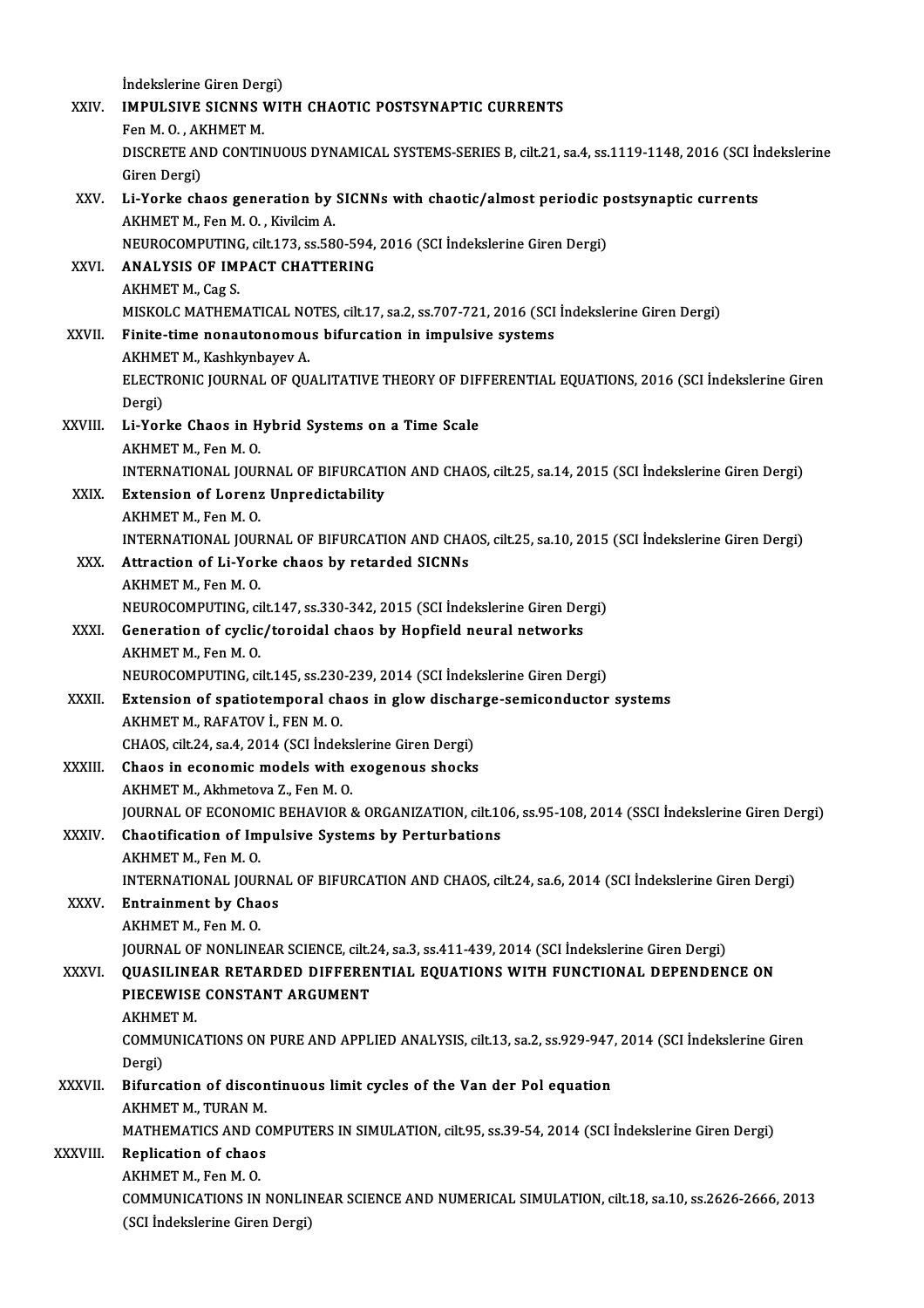İndekslerine Giren Dergi)

XXIV. **IMPULSIVE SICNNS WITH CHAOTIC POSTSYNAPTIC CURRENTS**
Fen M. O. , AKHMET M.
DISCRETE AND CONTINUOUS DYNAMICAL SYSTEMS-SERIES B, cilt.21, sa.4, ss.1119-1148, 2016 (SCI İndekslerine Giren Dergi)

XXV. **Li-Yorke chaos generation by SICNNs with chaotic/almost periodic postsynaptic currents**
AKHMET M., Fen M. O. , Kivilcim A.
NEUROCOMPUTING, cilt.173, ss.580-594, 2016 (SCI İndekslerine Giren Dergi)

XXVI. **ANALYSIS OF IMPACT CHATTERING**
AKHMET M., Cag S.
MISKOLC MATHEMATICAL NOTES, cilt.17, sa.2, ss.707-721, 2016 (SCI İndekslerine Giren Dergi)

XXVII. **Finite-time nonautonomous bifurcation in impulsive systems**
AKHMET M., Kashkynbayev A.
ELECTRONIC JOURNAL OF QUALITATIVE THEORY OF DIFFERENTIAL EQUATIONS, 2016 (SCI İndekslerine Giren Dergi)

XXVIII. **Li-Yorke Chaos in Hybrid Systems on a Time Scale**
AKHMET M., Fen M. O.
INTERNATIONAL JOURNAL OF BIFURCATION AND CHAOS, cilt.25, sa.14, 2015 (SCI İndekslerine Giren Dergi)

XXIX. **Extension of Lorenz Unpredictability**
AKHMET M., Fen M. O.
INTERNATIONAL JOURNAL OF BIFURCATION AND CHAOS, cilt.25, sa.10, 2015 (SCI İndekslerine Giren Dergi)

XXX. **Attraction of Li-Yorke chaos by retarded SICNNs**
AKHMET M., Fen M. O.
NEUROCOMPUTING, cilt.147, ss.330-342, 2015 (SCI İndekslerine Giren Dergi)

XXXI. **Generation of cyclic/toroidal chaos by Hopfield neural networks**
AKHMET M., Fen M. O.
NEUROCOMPUTING, cilt.145, ss.230-239, 2014 (SCI İndekslerine Giren Dergi)

XXXII. **Extension of spatiotemporal chaos in glow discharge-semiconductor systems**
AKHMET M., RAFATOV İ., FEN M. O.
CHAOS, cilt.24, sa.4, 2014 (SCI İndekslerine Giren Dergi)

XXXIII. **Chaos in economic models with exogenous shocks**
AKHMET M., Akhmetova Z., Fen M. O.
JOURNAL OF ECONOMIC BEHAVIOR & ORGANIZATION, cilt.106, ss.95-108, 2014 (SSCI İndekslerine Giren Dergi)

XXXIV. **Chaotification of Impulsive Systems by Perturbations**
AKHMET M., Fen M. O.
INTERNATIONAL JOURNAL OF BIFURCATION AND CHAOS, cilt.24, sa.6, 2014 (SCI İndekslerine Giren Dergi)

XXXV. **Entrainment by Chaos**
AKHMET M., Fen M. O.
JOURNAL OF NONLINEAR SCIENCE, cilt.24, sa.3, ss.411-439, 2014 (SCI İndekslerine Giren Dergi)

XXXVI. **QUASILINEAR RETARDED DIFFERENTIAL EQUATIONS WITH FUNCTIONAL DEPENDENCE ON PIECEWISE CONSTANT ARGUMENT**
AKHMET M.
COMMUNICATIONS ON PURE AND APPLIED ANALYSIS, cilt.13, sa.2, ss.929-947, 2014 (SCI İndekslerine Giren Dergi)

XXXVII. **Bifurcation of discontinuous limit cycles of the Van der Pol equation**
AKHMET M., TURAN M.
MATHEMATICS AND COMPUTERS IN SIMULATION, cilt.95, ss.39-54, 2014 (SCI İndekslerine Giren Dergi)

XXXVIII. **Replication of chaos**
AKHMET M., Fen M. O.
COMMUNICATIONS IN NONLINEAR SCIENCE AND NUMERICAL SIMULATION, cilt.18, sa.10, ss.2626-2666, 2013 (SCI İndekslerine Giren Dergi)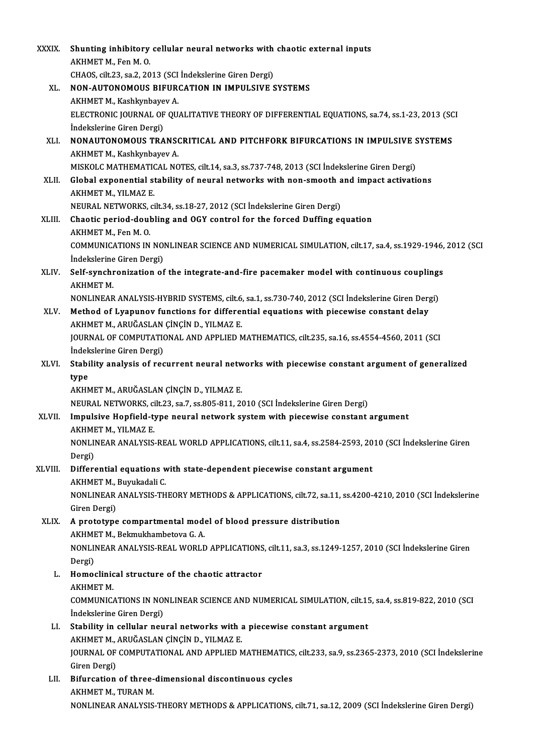XXXIX. **Shunting inhibitory cellular neural networks with chaotic external inputs**
AKHMET M., Fen M. O.
CHAOS, cilt.23, sa.2, 2013 (SCI İndekslerine Giren Dergi)

XL. **NON-AUTONOMOUS BIFURCATION IN IMPULSIVE SYSTEMS**
AKHMET M., Kashkynbayev A.
ELECTRONIC JOURNAL OF QUALITATIVE THEORY OF DIFFERENTIAL EQUATIONS, sa.74, ss.1-23, 2013 (SCI İndekslerine Giren Dergi)

XLI. **NONAUTONOMOUS TRANSCRITICAL AND PITCHFORK BIFURCATIONS IN IMPULSIVE SYSTEMS**
AKHMET M., Kashkynbayev A.
MISKOLC MATHEMATICAL NOTES, cilt.14, sa.3, ss.737-748, 2013 (SCI İndekslerine Giren Dergi)

XLII. **Global exponential stability of neural networks with non-smooth and impact activations**
AKHMET M., YILMAZ E.
NEURAL NETWORKS, cilt.34, ss.18-27, 2012 (SCI İndekslerine Giren Dergi)

XLIII. **Chaotic period-doubling and OGY control for the forced Duffing equation**
AKHMET M., Fen M. O.
COMMUNICATIONS IN NONLINEAR SCIENCE AND NUMERICAL SIMULATION, cilt.17, sa.4, ss.1929-1946, 2012 (SCI İndekslerine Giren Dergi)

XLIV. **Self-synchronization of the integrate-and-fire pacemaker model with continuous couplings**
AKHMET M.
NONLINEAR ANALYSIS-HYBRID SYSTEMS, cilt.6, sa.1, ss.730-740, 2012 (SCI İndekslerine Giren Dergi)

XLV. **Method of Lyapunov functions for differential equations with piecewise constant delay**
AKHMET M., ARUĞASLAN ÇİNÇİN D., YILMAZ E.
JOURNAL OF COMPUTATIONAL AND APPLIED MATHEMATICS, cilt.235, sa.16, ss.4554-4560, 2011 (SCI İndekslerine Giren Dergi)

XLVI. **Stability analysis of recurrent neural networks with piecewise constant argument of generalized type**
AKHMET M., ARUĞASLAN ÇİNÇİN D., YILMAZ E.
NEURAL NETWORKS, cilt.23, sa.7, ss.805-811, 2010 (SCI İndekslerine Giren Dergi)

XLVII. **Impulsive Hopfield-type neural network system with piecewise constant argument**
AKHMET M., YILMAZ E.
NONLINEAR ANALYSIS-REAL WORLD APPLICATIONS, cilt.11, sa.4, ss.2584-2593, 2010 (SCI İndekslerine Giren Dergi)

XLVIII. **Differential equations with state-dependent piecewise constant argument**
AKHMET M., Buyukadali C.
NONLINEAR ANALYSIS-THEORY METHODS & APPLICATIONS, cilt.72, sa.11, ss.4200-4210, 2010 (SCI İndekslerine Giren Dergi)

XLIX. **A prototype compartmental model of blood pressure distribution**
AKHMET M., Bekmukhambetova G. A.
NONLINEAR ANALYSIS-REAL WORLD APPLICATIONS, cilt.11, sa.3, ss.1249-1257, 2010 (SCI İndekslerine Giren Dergi)

L. **Homoclinical structure of the chaotic attractor**
AKHMET M.
COMMUNICATIONS IN NONLINEAR SCIENCE AND NUMERICAL SIMULATION, cilt.15, sa.4, ss.819-822, 2010 (SCI İndekslerine Giren Dergi)

LI. **Stability in cellular neural networks with a piecewise constant argument**
AKHMET M., ARUĞASLAN ÇİNÇİN D., YILMAZ E.
JOURNAL OF COMPUTATIONAL AND APPLIED MATHEMATICS, cilt.233, sa.9, ss.2365-2373, 2010 (SCI İndekslerine Giren Dergi)

LII. **Bifurcation of three-dimensional discontinuous cycles**
AKHMET M., TURAN M.
NONLINEAR ANALYSIS-THEORY METHODS & APPLICATIONS, cilt.71, sa.12, 2009 (SCI İndekslerine Giren Dergi)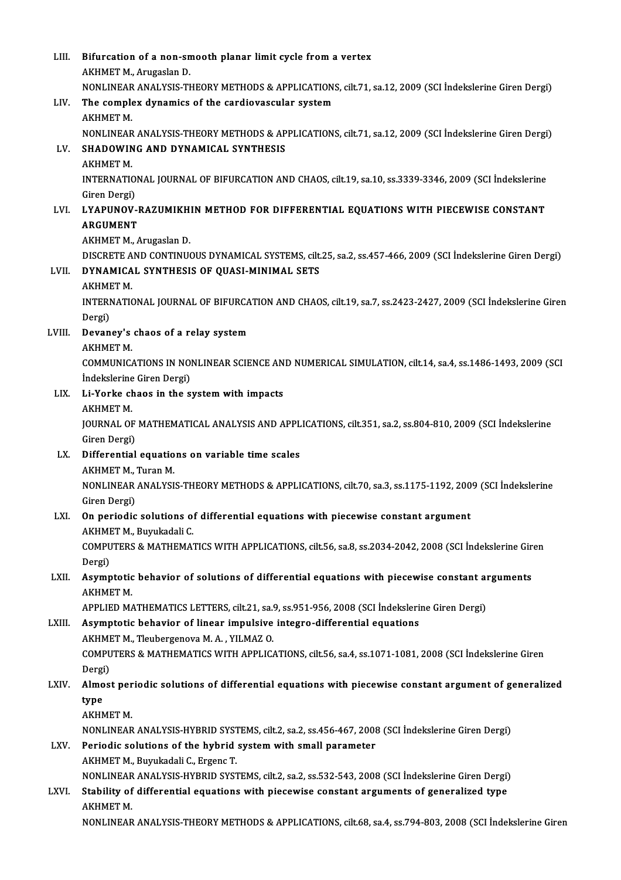LIII. **Bifurcation of a non-smooth planar limit cycle from a vertex**
AKHMET M., Arugaslan D.
NONLINEAR ANALYSIS-THEORY METHODS & APPLICATIONS, cilt.71, sa.12, 2009 (SCI İndekslerine Giren Dergi)

LIV. **The complex dynamics of the cardiovascular system**
AKHMET M.
NONLINEAR ANALYSIS-THEORY METHODS & APPLICATIONS, cilt.71, sa.12, 2009 (SCI İndekslerine Giren Dergi)

LV. **SHADOWING AND DYNAMICAL SYNTHESIS**
AKHMET M.
INTERNATIONAL JOURNAL OF BIFURCATION AND CHAOS, cilt.19, sa.10, ss.3339-3346, 2009 (SCI İndekslerine Giren Dergi)

LVI. **LYAPUNOV-RAZUMIKHIN METHOD FOR DIFFERENTIAL EQUATIONS WITH PIECEWISE CONSTANT ARGUMENT**
AKHMET M., Arugaslan D.
DISCRETE AND CONTINUOUS DYNAMICAL SYSTEMS, cilt.25, sa.2, ss.457-466, 2009 (SCI İndekslerine Giren Dergi)

LVII. **DYNAMICAL SYNTHESIS OF QUASI-MINIMAL SETS**
AKHMET M.
INTERNATIONAL JOURNAL OF BIFURCATION AND CHAOS, cilt.19, sa.7, ss.2423-2427, 2009 (SCI İndekslerine Giren Dergi)

LVIII. **Devaney's chaos of a relay system**
AKHMET M.
COMMUNICATIONS IN NONLINEAR SCIENCE AND NUMERICAL SIMULATION, cilt.14, sa.4, ss.1486-1493, 2009 (SCI İndekslerine Giren Dergi)

LIX. **Li-Yorke chaos in the system with impacts**
AKHMET M.
JOURNAL OF MATHEMATICAL ANALYSIS AND APPLICATIONS, cilt.351, sa.2, ss.804-810, 2009 (SCI İndekslerine Giren Dergi)

LX. **Differential equations on variable time scales**
AKHMET M., Turan M.
NONLINEAR ANALYSIS-THEORY METHODS & APPLICATIONS, cilt.70, sa.3, ss.1175-1192, 2009 (SCI İndekslerine Giren Dergi)

LXI. **On periodic solutions of differential equations with piecewise constant argument**
AKHMET M., Buyukadali C.
COMPUTERS & MATHEMATICS WITH APPLICATIONS, cilt.56, sa.8, ss.2034-2042, 2008 (SCI İndekslerine Giren Dergi)

LXII. **Asymptotic behavior of solutions of differential equations with piecewise constant arguments**
AKHMET M.
APPLIED MATHEMATICS LETTERS, cilt.21, sa.9, ss.951-956, 2008 (SCI İndekslerine Giren Dergi)

LXIII. **Asymptotic behavior of linear impulsive integro-differential equations**
AKHMET M., Tleubergenova M. A. , YILMAZ O.
COMPUTERS & MATHEMATICS WITH APPLICATIONS, cilt.56, sa.4, ss.1071-1081, 2008 (SCI İndekslerine Giren Dergi)

LXIV. **Almost periodic solutions of differential equations with piecewise constant argument of generalized type**
AKHMET M.
NONLINEAR ANALYSIS-HYBRID SYSTEMS, cilt.2, sa.2, ss.456-467, 2008 (SCI İndekslerine Giren Dergi)

LXV. **Periodic solutions of the hybrid system with small parameter**
AKHMET M., Buyukadali C., Ergenc T.
NONLINEAR ANALYSIS-HYBRID SYSTEMS, cilt.2, sa.2, ss.532-543, 2008 (SCI İndekslerine Giren Dergi)

LXVI. **Stability of differential equations with piecewise constant arguments of generalized type**
AKHMET M.
NONLINEAR ANALYSIS-THEORY METHODS & APPLICATIONS, cilt.68, sa.4, ss.794-803, 2008 (SCI İndekslerine Giren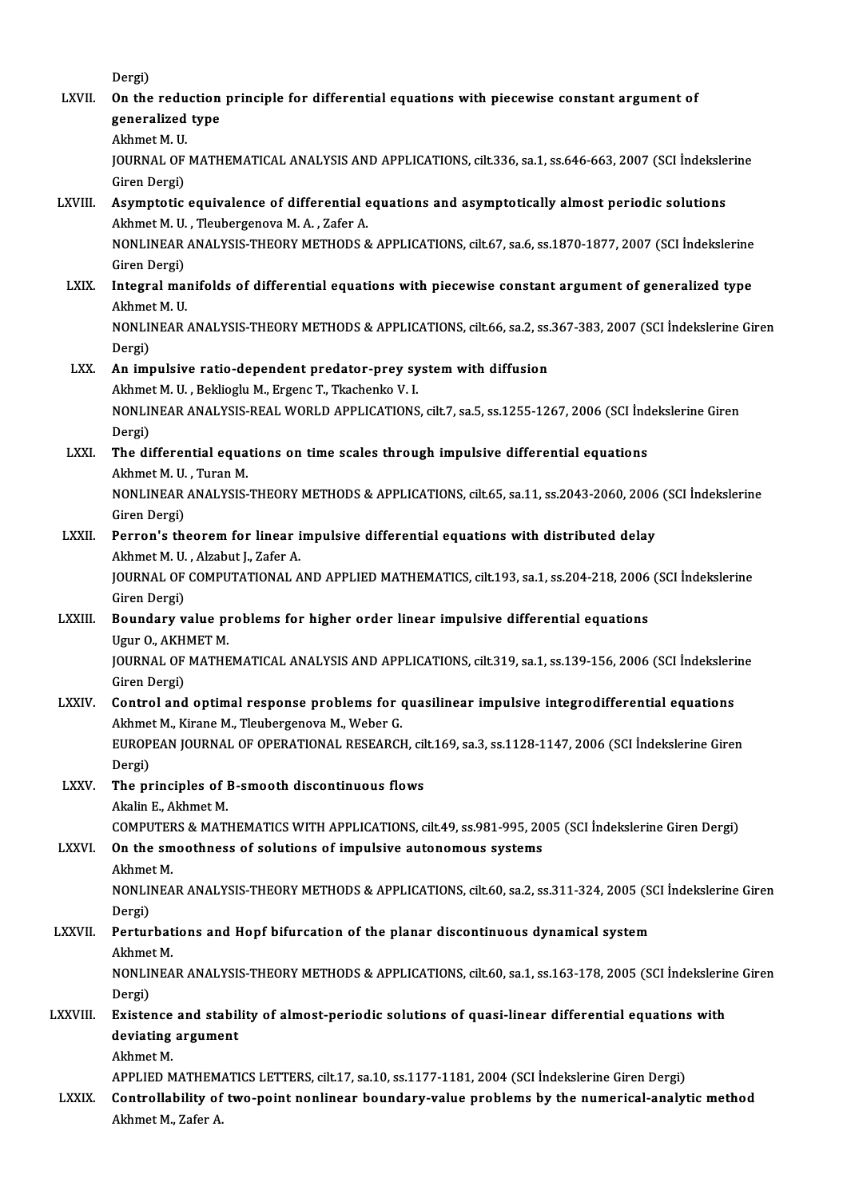Dergi)

LXVII. **On the reduction principle for differential equations with piecewise constant argument of generalized type**
Akhmet M. U.
JOURNAL OF MATHEMATICAL ANALYSIS AND APPLICATIONS, cilt.336, sa.1, ss.646-663, 2007 (SCI İndekslerine Giren Dergi)

LXVIII. **Asymptotic equivalence of differential equations and asymptotically almost periodic solutions**
Akhmet M. U. , Tleubergenova M. A. , Zafer A.
NONLINEAR ANALYSIS-THEORY METHODS & APPLICATIONS, cilt.67, sa.6, ss.1870-1877, 2007 (SCI İndekslerine Giren Dergi)

LXIX. **Integral manifolds of differential equations with piecewise constant argument of generalized type**
Akhmet M. U.
NONLINEAR ANALYSIS-THEORY METHODS & APPLICATIONS, cilt.66, sa.2, ss.367-383, 2007 (SCI İndekslerine Giren Dergi)

LXX. **An impulsive ratio-dependent predator-prey system with diffusion**
Akhmet M. U. , Beklioglu M., Ergenc T., Tkachenko V. I.
NONLINEAR ANALYSIS-REAL WORLD APPLICATIONS, cilt.7, sa.5, ss.1255-1267, 2006 (SCI İndekslerine Giren Dergi)

LXXI. **The differential equations on time scales through impulsive differential equations**
Akhmet M. U. , Turan M.
NONLINEAR ANALYSIS-THEORY METHODS & APPLICATIONS, cilt.65, sa.11, ss.2043-2060, 2006 (SCI İndekslerine Giren Dergi)

LXXII. **Perron's theorem for linear impulsive differential equations with distributed delay**
Akhmet M. U. , Alzabut J., Zafer A.
JOURNAL OF COMPUTATIONAL AND APPLIED MATHEMATICS, cilt.193, sa.1, ss.204-218, 2006 (SCI İndekslerine Giren Dergi)

LXXIII. **Boundary value problems for higher order linear impulsive differential equations**
Ugur O., AKHMET M.
JOURNAL OF MATHEMATICAL ANALYSIS AND APPLICATIONS, cilt.319, sa.1, ss.139-156, 2006 (SCI İndekslerine Giren Dergi)

LXXIV. **Control and optimal response problems for quasilinear impulsive integrodifferential equations**
Akhmet M., Kirane M., Tleubergenova M., Weber G.
EUROPEAN JOURNAL OF OPERATIONAL RESEARCH, cilt.169, sa.3, ss.1128-1147, 2006 (SCI İndekslerine Giren Dergi)

LXXV. **The principles of B-smooth discontinuous flows**
Akalin E., Akhmet M.
COMPUTERS & MATHEMATICS WITH APPLICATIONS, cilt.49, ss.981-995, 2005 (SCI İndekslerine Giren Dergi)

LXXVI. **On the smoothness of solutions of impulsive autonomous systems**
Akhmet M.
NONLINEAR ANALYSIS-THEORY METHODS & APPLICATIONS, cilt.60, sa.2, ss.311-324, 2005 (SCI İndekslerine Giren Dergi)

LXXVII. **Perturbations and Hopf bifurcation of the planar discontinuous dynamical system**
Akhmet M.
NONLINEAR ANALYSIS-THEORY METHODS & APPLICATIONS, cilt.60, sa.1, ss.163-178, 2005 (SCI İndekslerine Giren Dergi)

LXXVIII. **Existence and stability of almost-periodic solutions of quasi-linear differential equations with deviating argument**
Akhmet M.
APPLIED MATHEMATICS LETTERS, cilt.17, sa.10, ss.1177-1181, 2004 (SCI İndekslerine Giren Dergi)

LXXIX. **Controllability of two-point nonlinear boundary-value problems by the numerical-analytic method**
Akhmet M., Zafer A.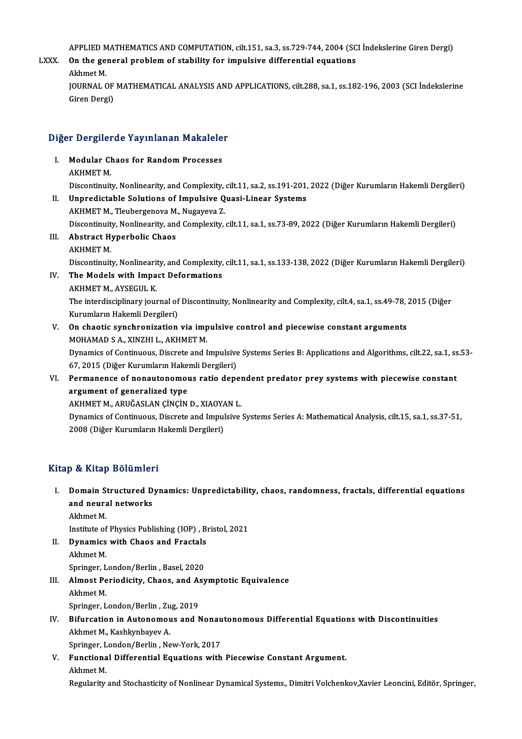APPLIED MATHEMATICS AND COMPUTATION, cilt.151, sa.3, ss.729-744, 2004 (SCI İndekslerine Giren Dergi)

LXXX. **On the general problem of stability for impulsive differential equations**
Akhmet M.
JOURNAL OF MATHEMATICAL ANALYSIS AND APPLICATIONS, cilt.288, sa.1, ss.182-196, 2003 (SCI İndekslerine Giren Dergi)

## Diğer Dergilerde Yayınlanan Makaleler

I. **Modular Chaos for Random Processes**
AKHMET M.
Discontinuity, Nonlinearity, and Complexity, cilt.11, sa.2, ss.191-201, 2022 (Diğer Kurumların Hakemli Dergileri)

II. **Unpredictable Solutions of Impulsive Quasi-Linear Systems**
AKHMET M., Tleubergenova M., Nugayeva Z.
Discontinuity, Nonlinearity, and Complexity, cilt.11, sa.1, ss.73-89, 2022 (Diğer Kurumların Hakemli Dergileri)

III. **Abstract Hyperbolic Chaos**
AKHMET M.
Discontinuity, Nonlinearity, and Complexity, cilt.11, sa.1, ss.133-138, 2022 (Diğer Kurumların Hakemli Dergileri)

IV. **The Models with Impact Deformations**
AKHMET M., AYSEGUL K.
The interdisciplinary journal of Discontinuity, Nonlinearity and Complexity, cilt.4, sa.1, ss.49-78, 2015 (Diğer Kurumların Hakemli Dergileri)

V. **On chaotic synchronization via impulsive control and piecewise constant arguments**
MOHAMAD S A., XINZHI L., AKHMET M.
Dynamics of Continuous, Discrete and Impulsive Systems Series B: Applications and Algorithms, cilt.22, sa.1, ss.53-67, 2015 (Diğer Kurumların Hakemli Dergileri)

VI. **Permanence of nonautonomous ratio dependent predator prey systems with piecewise constant argument of generalized type**
AKHMET M., ARUĞASLAN ÇİNÇİN D., XIAOYAN L.
Dynamics of Continuous, Discrete and Impulsive Systems Series A: Mathematical Analysis, cilt.15, sa.1, ss.37-51, 2008 (Diğer Kurumların Hakemli Dergileri)

## Kitap & Kitap Bölümleri

I. **Domain Structured Dynamics: Unpredictability, chaos, randomness, fractals, differential equations and neural networks**
Akhmet M.
Institute of Physics Publishing (IOP) , Bristol, 2021

II. **Dynamics with Chaos and Fractals**
Akhmet M.
Springer, London/Berlin , Basel, 2020

III. **Almost Periodicity, Chaos, and Asymptotic Equivalence**
Akhmet M.
Springer, London/Berlin , Zug, 2019

IV. **Bifurcation in Autonomous and Nonautonomous Differential Equations with Discontinuities**
Akhmet M., Kashkynbayev A.
Springer, London/Berlin , New-York, 2017

V. **Functional Differential Equations with Piecewise Constant Argument.**
Akhmet M.
Regularity and Stochasticity of Nonlinear Dynamical Systems., Dimitri Volchenkov,Xavier Leoncini, Editör, Springer,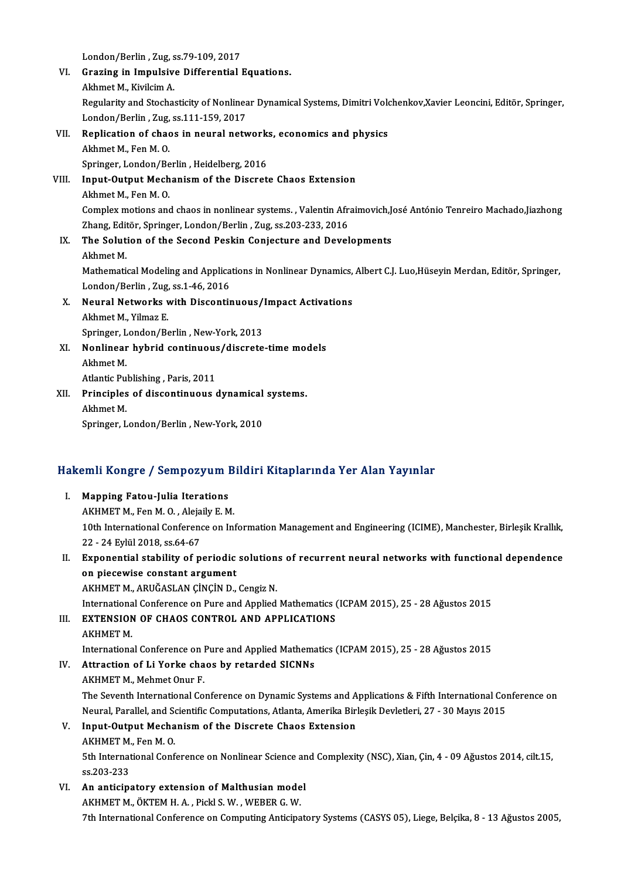London/Berlin , Zug, ss.79-109, 2017

VI. **Grazing in Impulsive Differential Equations.**
Akhmet M., Kivilcim A.
Regularity and Stochasticity of Nonlinear Dynamical Systems, Dimitri Volchenkov,Xavier Leoncini, Editör, Springer, London/Berlin , Zug, ss.111-159, 2017

VII. **Replication of chaos in neural networks, economics and physics**
Akhmet M., Fen M. O.
Springer, London/Berlin , Heidelberg, 2016

VIII. **Input-Output Mechanism of the Discrete Chaos Extension**
Akhmet M., Fen M. O.
Complex motions and chaos in nonlinear systems. , Valentin Afraimovich,José António Tenreiro Machado,Jiazhong Zhang, Editör, Springer, London/Berlin , Zug, ss.203-233, 2016

IX. **The Solution of the Second Peskin Conjecture and Developments**
Akhmet M.
Mathematical Modeling and Applications in Nonlinear Dynamics, Albert C.J. Luo,Hüseyin Merdan, Editör, Springer, London/Berlin , Zug, ss.1-46, 2016

X. **Neural Networks with Discontinuous/Impact Activations**
Akhmet M., Yilmaz E.
Springer, London/Berlin , New-York, 2013

XI. **Nonlinear hybrid continuous/discrete-time models**
Akhmet M.
Atlantic Publishing , Paris, 2011

XII. **Principles of discontinuous dynamical systems.**
Akhmet M.
Springer, London/Berlin , New-York, 2010

## Hakemli Kongre / Sempozyum Bildiri Kitaplarında Yer Alan Yayınlar

I. **Mapping Fatou-Julia Iterations**
AKHMET M., Fen M. O. , Alejaily E. M.
10th International Conference on Information Management and Engineering (ICIME), Manchester, Birleşik Krallık, 22 - 24 Eylül 2018, ss.64-67

II. **Exponential stability of periodic solutions of recurrent neural networks with functional dependence on piecewise constant argument**
AKHMET M., ARUĞASLAN ÇİNÇİN D., Cengiz N.
International Conference on Pure and Applied Mathematics (ICPAM 2015), 25 - 28 Ağustos 2015

III. **EXTENSION OF CHAOS CONTROL AND APPLICATIONS**
AKHMET M.
International Conference on Pure and Applied Mathematics (ICPAM 2015), 25 - 28 Ağustos 2015

IV. **Attraction of Li Yorke chaos by retarded SICNNs**
AKHMET M., Mehmet Onur F.
The Seventh International Conference on Dynamic Systems and Applications & Fifth International Conference on Neural, Parallel, and Scientific Computations, Atlanta, Amerika Birleşik Devletleri, 27 - 30 Mayıs 2015

V. **Input-Output Mechanism of the Discrete Chaos Extension**
AKHMET M., Fen M. O.
5th International Conference on Nonlinear Science and Complexity (NSC), Xian, Çin, 4 - 09 Ağustos 2014, cilt.15, ss.203-233

VI. **An anticipatory extension of Malthusian model**
AKHMET M., ÖKTEM H. A. , Pickl S. W. , WEBER G. W.
7th International Conference on Computing Anticipatory Systems (CASYS 05), Liege, Belçika, 8 - 13 Ağustos 2005,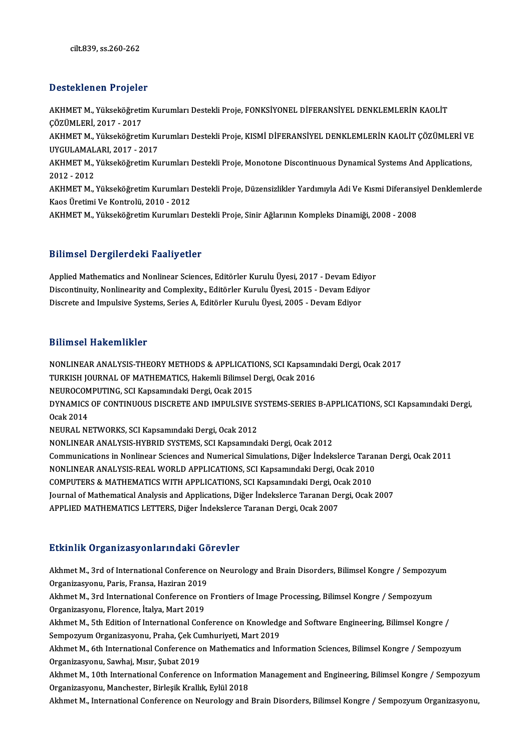cilt.839, ss.260-262

## Desteklenen Projeler

AKHMET M., Yükseköğretim Kurumları Destekli Proje, FONKSİYONEL DİFERANSİYEL DENKLEMLERİN KAOLİT ÇÖZÜMLERİ, 2017 - 2017

AKHMET M., Yükseköğretim Kurumları Destekli Proje, KISMİ DİFERANSİYEL DENKLEMLERİN KAOLİT ÇÖZÜMLERİ VE UYGULAMALARI, 2017 - 2017

AKHMET M., Yükseköğretim Kurumları Destekli Proje, Monotone Discontinuous Dynamical Systems And Applications, 2012 - 2012

AKHMET M., Yükseköğretim Kurumları Destekli Proje, Düzensizlikler Yardımıyla Adi Ve Kısmi Diferansiyel Denklemlerde Kaos Üretimi Ve Kontrolü, 2010 - 2012

AKHMET M., Yükseköğretim Kurumları Destekli Proje, Sinir Ağlarının Kompleks Dinamiği, 2008 - 2008

## Bilimsel Dergilerdeki Faaliyetler

Applied Mathematics and Nonlinear Sciences, Editörler Kurulu Üyesi, 2017 - Devam Ediyor

Discontinuity, Nonlinearity and Complexity., Editörler Kurulu Üyesi, 2015 - Devam Ediyor

Discrete and Impulsive Systems, Series A, Editörler Kurulu Üyesi, 2005 - Devam Ediyor

## Bilimsel Hakemlikler

NONLINEAR ANALYSIS-THEORY METHODS & APPLICATIONS, SCI Kapsamındaki Dergi, Ocak 2017

TURKISH JOURNAL OF MATHEMATICS, Hakemli Bilimsel Dergi, Ocak 2016

NEUROCOMPUTING, SCI Kapsamındaki Dergi, Ocak 2015

DYNAMICS OF CONTINUOUS DISCRETE AND IMPULSIVE SYSTEMS-SERIES B-APPLICATIONS, SCI Kapsamındaki Dergi, Ocak 2014

NEURAL NETWORKS, SCI Kapsamındaki Dergi, Ocak 2012

NONLINEAR ANALYSIS-HYBRID SYSTEMS, SCI Kapsamındaki Dergi, Ocak 2012

Communications in Nonlinear Sciences and Numerical Simulations, Diğer İndekslerce Taranan Dergi, Ocak 2011

NONLINEAR ANALYSIS-REAL WORLD APPLICATIONS, SCI Kapsamındaki Dergi, Ocak 2010

COMPUTERS & MATHEMATICS WITH APPLICATIONS, SCI Kapsamındaki Dergi, Ocak 2010

Journal of Mathematical Analysis and Applications, Diğer İndekslerce Taranan Dergi, Ocak 2007

APPLIED MATHEMATICS LETTERS, Diğer İndekslerce Taranan Dergi, Ocak 2007

## Etkinlik Organizasyonlarındaki Görevler

Akhmet M., 3rd of International Conference on Neurology and Brain Disorders, Bilimsel Kongre / Sempozyum Organizasyonu, Paris, Fransa, Haziran 2019

Akhmet M., 3rd International Conference on Frontiers of Image Processing, Bilimsel Kongre / Sempozyum Organizasyonu, Florence, İtalya, Mart 2019

Akhmet M., 5th Edition of International Conference on Knowledge and Software Engineering, Bilimsel Kongre / Sempozyum Organizasyonu, Praha, Çek Cumhuriyeti, Mart 2019

Akhmet M., 6th International Conference on Mathematics and Information Sciences, Bilimsel Kongre / Sempozyum Organizasyonu, Sawhaj, Mısır, Şubat 2019

Akhmet M., 10th International Conference on Information Management and Engineering, Bilimsel Kongre / Sempozyum Organizasyonu, Manchester, Birleşik Krallık, Eylül 2018

Akhmet M., International Conference on Neurology and Brain Disorders, Bilimsel Kongre / Sempozyum Organizasyonu,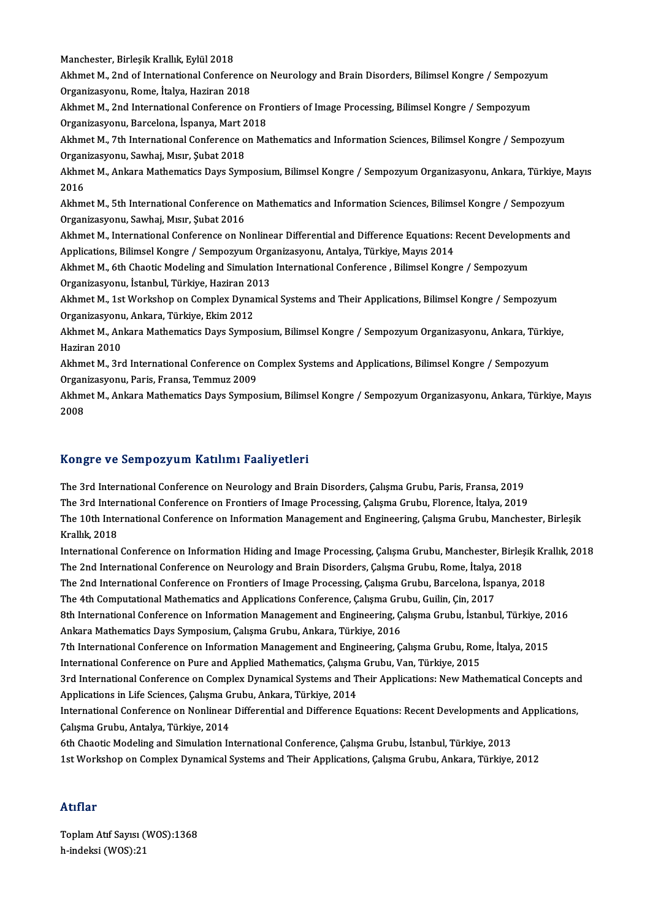Manchester, Birleşik Krallık, Eylül 2018

Akhmet M., 2nd of International Conference on Neurology and Brain Disorders, Bilimsel Kongre / Sempozyum Organizasyonu, Rome, İtalya, Haziran 2018

Akhmet M., 2nd International Conference on Frontiers of Image Processing, Bilimsel Kongre / Sempozyum Organizasyonu, Barcelona, İspanya, Mart 2018

Akhmet M., 7th International Conference on Mathematics and Information Sciences, Bilimsel Kongre / Sempozyum Organizasyonu, Sawhaj, Mısır, Şubat 2018

Akhmet M., Ankara Mathematics Days Symposium, Bilimsel Kongre / Sempozyum Organizasyonu, Ankara, Türkiye, Mayıs 2016

Akhmet M., 5th International Conference on Mathematics and Information Sciences, Bilimsel Kongre / Sempozyum Organizasyonu, Sawhaj, Mısır, Şubat 2016

Akhmet M., International Conference on Nonlinear Differential and Difference Equations: Recent Developments and Applications, Bilimsel Kongre / Sempozyum Organizasyonu, Antalya, Türkiye, Mayıs 2014

Akhmet M., 6th Chaotic Modeling and Simulation International Conference , Bilimsel Kongre / Sempozyum Organizasyonu, İstanbul, Türkiye, Haziran 2013

Akhmet M., 1st Workshop on Complex Dynamical Systems and Their Applications, Bilimsel Kongre / Sempozyum Organizasyonu, Ankara, Türkiye, Ekim 2012

Akhmet M., Ankara Mathematics Days Symposium, Bilimsel Kongre / Sempozyum Organizasyonu, Ankara, Türkiye, Haziran 2010

Akhmet M., 3rd International Conference on Complex Systems and Applications, Bilimsel Kongre / Sempozyum Organizasyonu, Paris, Fransa, Temmuz 2009

Akhmet M., Ankara Mathematics Days Symposium, Bilimsel Kongre / Sempozyum Organizasyonu, Ankara, Türkiye, Mayıs 2008

## Kongre ve Sempozyum Katılımı Faaliyetleri

The 3rd International Conference on Neurology and Brain Disorders, Çalışma Grubu, Paris, Fransa, 2019

The 3rd International Conference on Frontiers of Image Processing, Çalışma Grubu, Florence, İtalya, 2019

The 10th International Conference on Information Management and Engineering, Çalışma Grubu, Manchester, Birleşik Krallık, 2018

International Conference on Information Hiding and Image Processing, Çalışma Grubu, Manchester, Birleşik Krallık, 2018

The 2nd International Conference on Neurology and Brain Disorders, Çalışma Grubu, Rome, İtalya, 2018

The 2nd International Conference on Frontiers of Image Processing, Çalışma Grubu, Barcelona, İspanya, 2018

The 4th Computational Mathematics and Applications Conference, Çalışma Grubu, Guilin, Çin, 2017

8th International Conference on Information Management and Engineering, Çalışma Grubu, İstanbul, Türkiye, 2016

Ankara Mathematics Days Symposium, Çalışma Grubu, Ankara, Türkiye, 2016

7th International Conference on Information Management and Engineering, Çalışma Grubu, Rome, İtalya, 2015

International Conference on Pure and Applied Mathematics, Çalışma Grubu, Van, Türkiye, 2015

3rd International Conference on Complex Dynamical Systems and Their Applications: New Mathematical Concepts and Applications in Life Sciences, Çalışma Grubu, Ankara, Türkiye, 2014

International Conference on Nonlinear Differential and Difference Equations: Recent Developments and Applications, Çalışma Grubu, Antalya, Türkiye, 2014

6th Chaotic Modeling and Simulation International Conference, Çalışma Grubu, İstanbul, Türkiye, 2013

1st Workshop on Complex Dynamical Systems and Their Applications, Çalışma Grubu, Ankara, Türkiye, 2012

## Atıflar

Toplam Atıf Sayısı (WOS):1368

h-indeksi (WOS):21